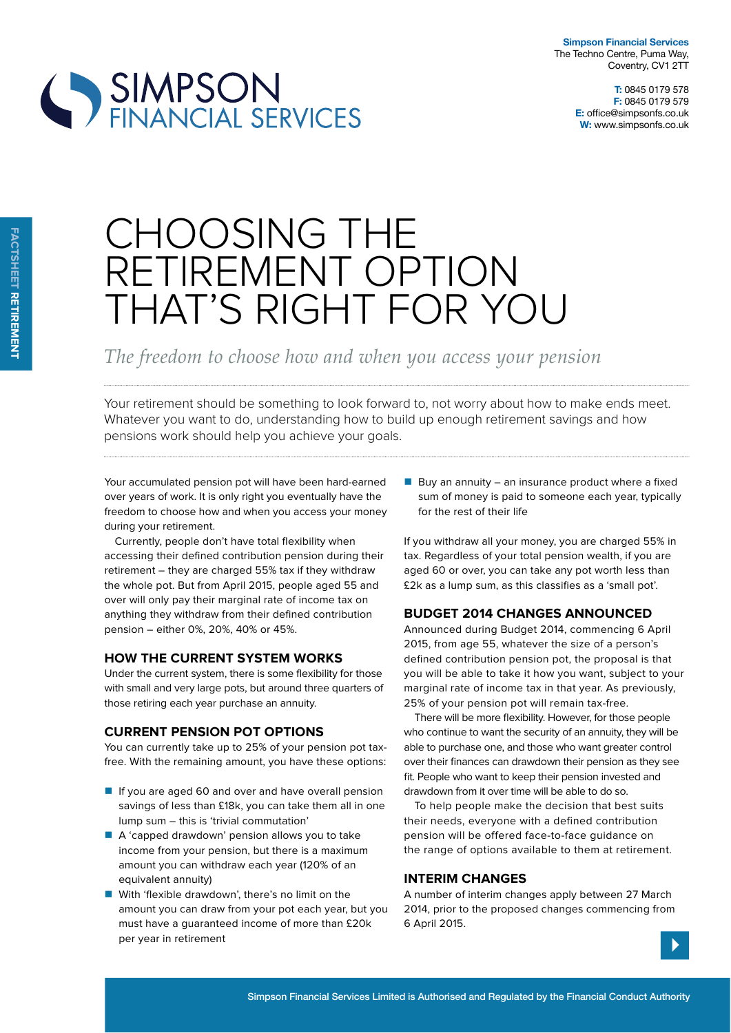**Simpson Financial Services**
The Techno Centre, Puma Way,
Coventry, CV1 2TT

**T:** 0845 0179 578
**F:** 0845 0179 579
**E:** office@simpsonfs.co.uk
**W:** www.simpsonfs.co.uk

FACTSHEET **RETIREMENT**

# CHOOSING THE RETIREMENT OPTION THAT'S RIGHT FOR YOU

*The freedom to choose how and when you access your pension*

Your retirement should be something to look forward to, not worry about how to make ends meet. Whatever you want to do, understanding how to build up enough retirement savings and how pensions work should help you achieve your goals.

Your accumulated pension pot will have been hard-earned over years of work. It is only right you eventually have the freedom to choose how and when you access your money during your retirement.

Currently, people don't have total flexibility when accessing their defined contribution pension during their retirement – they are charged 55% tax if they withdraw the whole pot. But from April 2015, people aged 55 and over will only pay their marginal rate of income tax on anything they withdraw from their defined contribution pension – either 0%, 20%, 40% or 45%.

## HOW THE CURRENT SYSTEM WORKS

Under the current system, there is some flexibility for those with small and very large pots, but around three quarters of those retiring each year purchase an annuity.

## CURRENT PENSION POT OPTIONS

You can currently take up to 25% of your pension pot tax-free. With the remaining amount, you have these options:

- If you are aged 60 and over and have overall pension savings of less than £18k, you can take them all in one lump sum – this is 'trivial commutation'
- A 'capped drawdown' pension allows you to take income from your pension, but there is a maximum amount you can withdraw each year (120% of an equivalent annuity)
- With 'flexible drawdown', there's no limit on the amount you can draw from your pot each year, but you must have a guaranteed income of more than £20k per year in retirement
- Buy an annuity – an insurance product where a fixed sum of money is paid to someone each year, typically for the rest of their life

If you withdraw all your money, you are charged 55% in tax. Regardless of your total pension wealth, if you are aged 60 or over, you can take any pot worth less than £2k as a lump sum, as this classifies as a 'small pot'.

## BUDGET 2014 CHANGES ANNOUNCED

Announced during Budget 2014, commencing 6 April 2015, from age 55, whatever the size of a person's defined contribution pension pot, the proposal is that you will be able to take it how you want, subject to your marginal rate of income tax in that year. As previously, 25% of your pension pot will remain tax-free.

There will be more flexibility. However, for those people who continue to want the security of an annuity, they will be able to purchase one, and those who want greater control over their finances can drawdown their pension as they see fit. People who want to keep their pension invested and drawdown from it over time will be able to do so.

To help people make the decision that best suits their needs, everyone with a defined contribution pension will be offered face-to-face guidance on the range of options available to them at retirement.

## INTERIM CHANGES

A number of interim changes apply between 27 March 2014, prior to the proposed changes commencing from 6 April 2015.

Simpson Financial Services Limited is Authorised and Regulated by the Financial Conduct Authority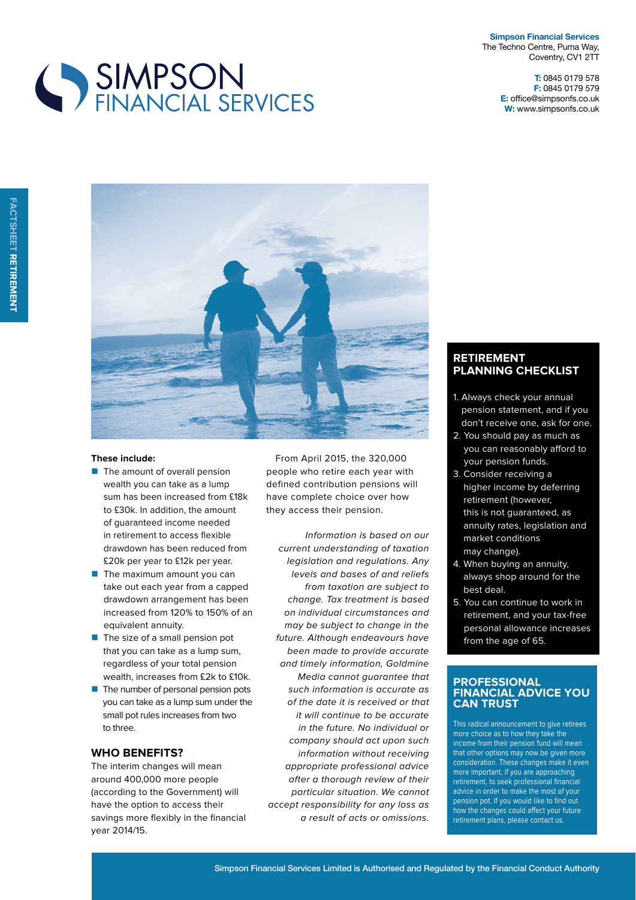**Simpson Financial Services**
The Techno Centre, Puma Way,
Coventry, CV1 2TT

**T:** 0845 0179 578
**F:** 0845 0179 579
**E:** office@simpsonfs.co.uk
**W:** www.simpsonfs.co.uk

FACTSHEET **RETIREMENT**

**These include:**

- The amount of overall pension wealth you can take as a lump sum has been increased from £18k to £30k. In addition, the amount of guaranteed income needed in retirement to access flexible drawdown has been reduced from £20k per year to £12k per year.
- The maximum amount you can take out each year from a capped drawdown arrangement has been increased from 120% to 150% of an equivalent annuity.
- The size of a small pension pot that you can take as a lump sum, regardless of your total pension wealth, increases from £2k to £10k.
- The number of personal pension pots you can take as a lump sum under the small pot rules increases from two to three.

## WHO BENEFITS?

The interim changes will mean around 400,000 more people (according to the Government) will have the option to access their savings more flexibly in the financial year 2014/15.

From April 2015, the 320,000 people who retire each year with defined contribution pensions will have complete choice over how they access their pension.

*Information is based on our current understanding of taxation legislation and regulations. Any levels and bases of and reliefs from taxation are subject to change. Tax treatment is based on individual circumstances and may be subject to change in the future. Although endeavours have been made to provide accurate and timely information, Goldmine Media cannot guarantee that such information is accurate as of the date it is received or that it will continue to be accurate in the future. No individual or company should act upon such information without receiving appropriate professional advice after a thorough review of their particular situation. We cannot accept responsibility for any loss as a result of acts or omissions.*

## RETIREMENT PLANNING CHECKLIST

1. Always check your annual pension statement, and if you don't receive one, ask for one.
2. You should pay as much as you can reasonably afford to your pension funds.
3. Consider receiving a higher income by deferring retirement (however, this is not guaranteed, as annuity rates, legislation and market conditions may change).
4. When buying an annuity, always shop around for the best deal.
5. You can continue to work in retirement, and your tax-free personal allowance increases from the age of 65.

## PROFESSIONAL FINANCIAL ADVICE YOU CAN TRUST

This radical announcement to give retirees more choice as to how they take the income from their pension fund will mean that other options may now be given more consideration. These changes make it even more important, if you are approaching retirement, to seek professional financial advice in order to make the most of your pension pot. If you would like to find out how the changes could affect your future retirement plans, please contact us.

Simpson Financial Services Limited is Authorised and Regulated by the Financial Conduct Authority